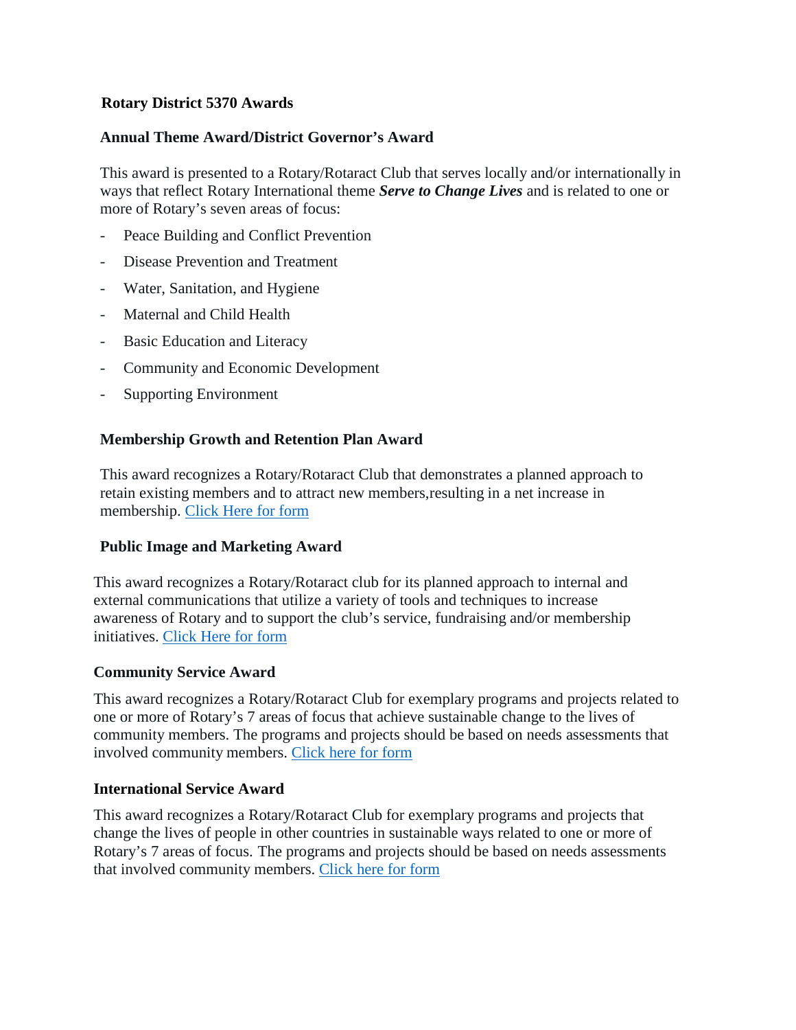# Rotary District 5370 Awards

## Annual Theme Award/District Governor's Award

This award is presented to a Rotary/Rotaract Club that serves locally and/or internationally in ways that reflect Rotary International theme ***Serve to Change Lives*** and is related to one or more of Rotary's seven areas of focus:

- Peace Building and Conflict Prevention
- Disease Prevention and Treatment
- Water, Sanitation, and Hygiene
- Maternal and Child Health
- Basic Education and Literacy
- Community and Economic Development
- Supporting Environment

## Membership Growth and Retention Plan Award

This award recognizes a Rotary/Rotaract Club that demonstrates a planned approach to retain existing members and to attract new members,resulting in a net increase in membership. Click Here for form

## Public Image and Marketing Award

This award recognizes a Rotary/Rotaract club for its planned approach to internal and external communications that utilize a variety of tools and techniques to increase awareness of Rotary and to support the club's service, fundraising and/or membership initiatives. Click Here for form

## Community Service Award

This award recognizes a Rotary/Rotaract Club for exemplary programs and projects related to one or more of Rotary's 7 areas of focus that achieve sustainable change to the lives of community members. The programs and projects should be based on needs assessments that involved community members. Click here for form

## International Service Award

This award recognizes a Rotary/Rotaract Club for exemplary programs and projects that change the lives of people in other countries in sustainable ways related to one or more of Rotary's 7 areas of focus. The programs and projects should be based on needs assessments that involved community members. Click here for form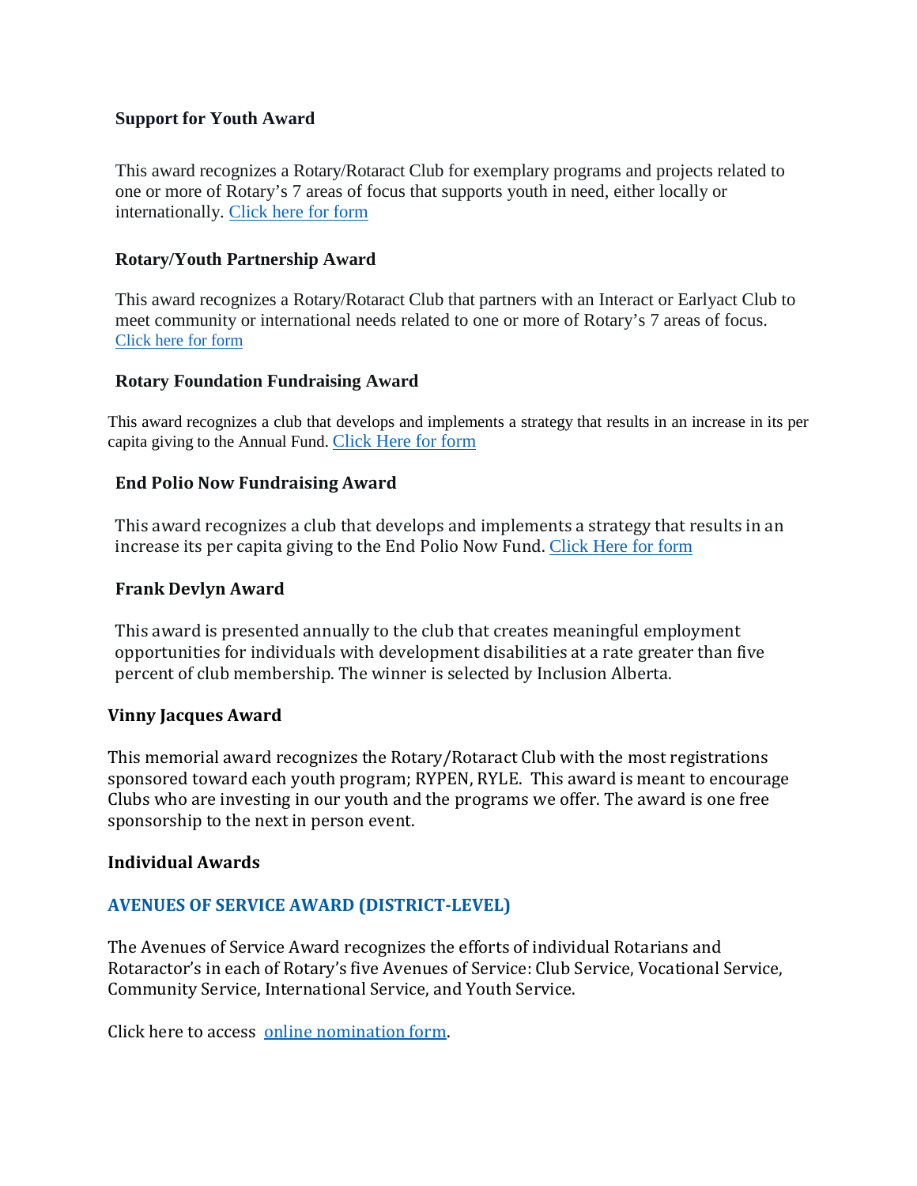**Support for Youth Award**

This award recognizes a Rotary/Rotaract Club for exemplary programs and projects related to one or more of Rotary's 7 areas of focus that supports youth in need, either locally or internationally. Click here for form

**Rotary/Youth Partnership Award**

This award recognizes a Rotary/Rotaract Club that partners with an Interact or Earlyact Club to meet community or international needs related to one or more of Rotary's 7 areas of focus. Click here for form

**Rotary Foundation Fundraising Award**

This award recognizes a club that develops and implements a strategy that results in an increase in its per capita giving to the Annual Fund. Click Here for form

**End Polio Now Fundraising Award**

This award recognizes a club that develops and implements a strategy that results in an increase its per capita giving to the End Polio Now Fund. Click Here for form

**Frank Devlyn Award**

This award is presented annually to the club that creates meaningful employment opportunities for individuals with development disabilities at a rate greater than five percent of club membership. The winner is selected by Inclusion Alberta.

**Vinny Jacques Award**

This memorial award recognizes the Rotary/Rotaract Club with the most registrations sponsored toward each youth program; RYPEN, RYLE. This award is meant to encourage Clubs who are investing in our youth and the programs we offer. The award is one free sponsorship to the next in person event.

**Individual Awards**

**AVENUES OF SERVICE AWARD (DISTRICT-LEVEL)**

The Avenues of Service Award recognizes the efforts of individual Rotarians and Rotaractor's in each of Rotary's five Avenues of Service: Club Service, Vocational Service, Community Service, International Service, and Youth Service.

Click here to access online nomination form.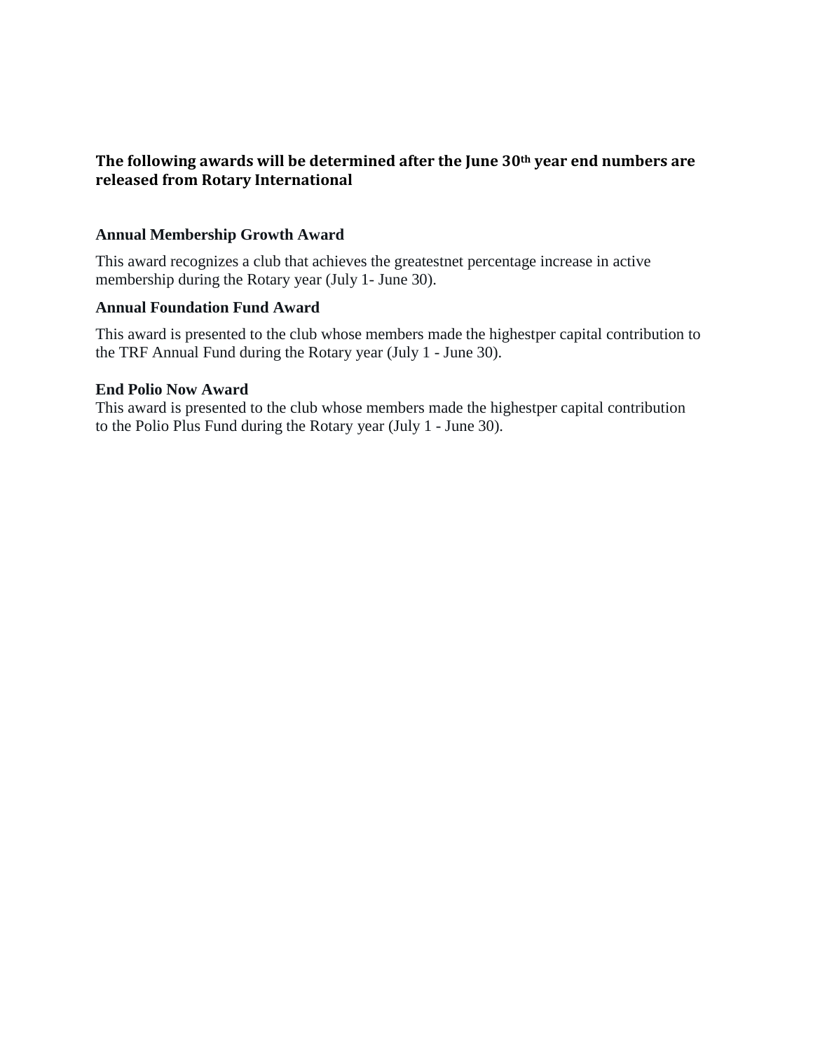**The following awards will be determined after the June 30th year end numbers are released from Rotary International**

**Annual Membership Growth Award**

This award recognizes a club that achieves the greatestnet percentage increase in active membership during the Rotary year (July 1- June 30).

**Annual Foundation Fund Award**

This award is presented to the club whose members made the highestper capital contribution to the TRF Annual Fund during the Rotary year (July 1 - June 30).

**End Polio Now Award**

This award is presented to the club whose members made the highestper capital contribution to the Polio Plus Fund during the Rotary year (July 1 - June 30).